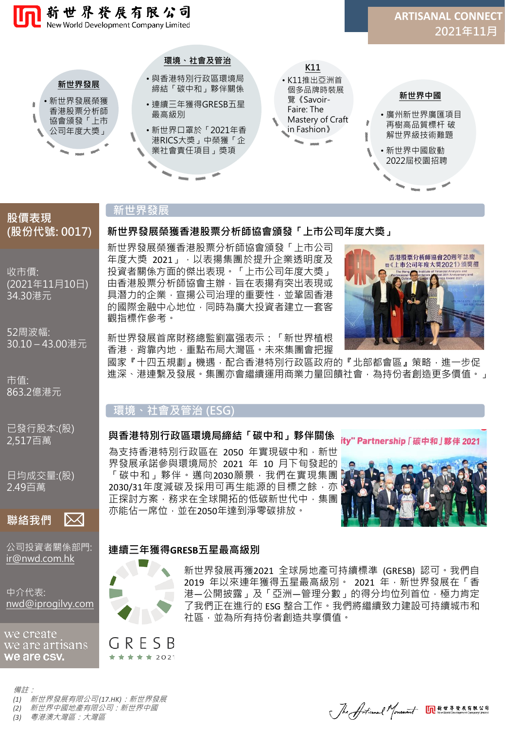# 新世界發展有限公司
New World Development Company Limited

**ARTISANAL CONNECT**
**2021年11月**

**新世界發展**
- 新世界發展榮獲香港股票分析師協會頒發「上市公司年度大獎」

**環境、社會及管治**
- 與香港特別行政區環境局締結「碳中和」夥伴關係
- 連續三年獲得GRESB五星最高級別
- 新世界口罩於「2021年香港RICS大獎」中榮獲「企業社會責任項目」獎項

**K11**
- K11推出亞洲首個多品牌時裝展覽《Savoir-Faire: The Mastery of Craft in Fashion》

**新世界中國**
- 廣州新世界廣匯項目再樹高品質標杆 破解世界級技術難題
- 新世界中國啟動2022屆校園招聘

## 股價表現 (股份代號: 0017)

收市價:
(2021年11月10日)
34.30港元

52周波幅:
30.10 – 43.00港元

市值:
863.2億港元

已發行股本:(股)
2,517百萬

日均成交量:(股)
2.49百萬

## 聯絡我們

公司投資者關係部門:
ir@nwd.com.hk

中介代表:
nwd@iprogilvy.com

we create
we are artisans
we are csv.

## 新世界發展

### 新世界發展榮獲香港股票分析師協會頒發「上市公司年度大獎」

新世界發展榮獲香港股票分析師協會頒發「上市公司年度大獎 2021」，以表揚集團於提升企業透明度及投資者關係方面的傑出表現。「上市公司年度大獎」由香港股票分析師協會主辦，旨在表揚有突出表現或具潛力的企業，宣揚公司治理的重要性，並鞏固香港的國際金融中心地位，同時為廣大投資者建立一套客觀指標作參考。

新世界發展首席財務總監劉富强表示：「新世界植根香港，背靠內地，重點布局大灣區。未來集團會把握國家『十四五規劃』機遇，配合香港特別行政區政府的『北部都會區』策略，進一步促進深、港連繫及發展。集團亦會繼續運用商業力量回饋社會，為持份者創造更多價值。」

## 環境、社會及管治 (ESG)

### 與香港特別行政區環境局締結「碳中和」夥伴關係

為支持香港特別行政區在 2050 年實現碳中和，新世界發展承諾參與環境局於 2021 年 10 月下旬發起的「碳中和」夥伴。邁向2030願景，我們在實現集團2030/31年度減碳及採用可再生能源的目標之餘，亦正探討方案，務求在全球開拓的低碳新世代中，集團亦能佔一席位，並在2050年達到淨零碳排放。

### 連續三年獲得GRESB五星最高級別

新世界發展再獲2021 全球房地產可持續標準 (GRESB) 認可。我們自 2019 年以來連年獲得五星最高級別。 2021 年，新世界發展在「香港—公開披露」及「亞洲—管理分數」的得分均位列首位，極力肯定了我們正在進行的 ESG 整合工作。我們將繼續致力建設可持續城市和社區，並為所有持份者創造共享價值。

*備註：*
*(1) 新世界發展有限公司(17.HK)：新世界發展*
*(2) 新世界中國地產有限公司：新世界中國*
*(3) 粵港澳大灣區：大灣區*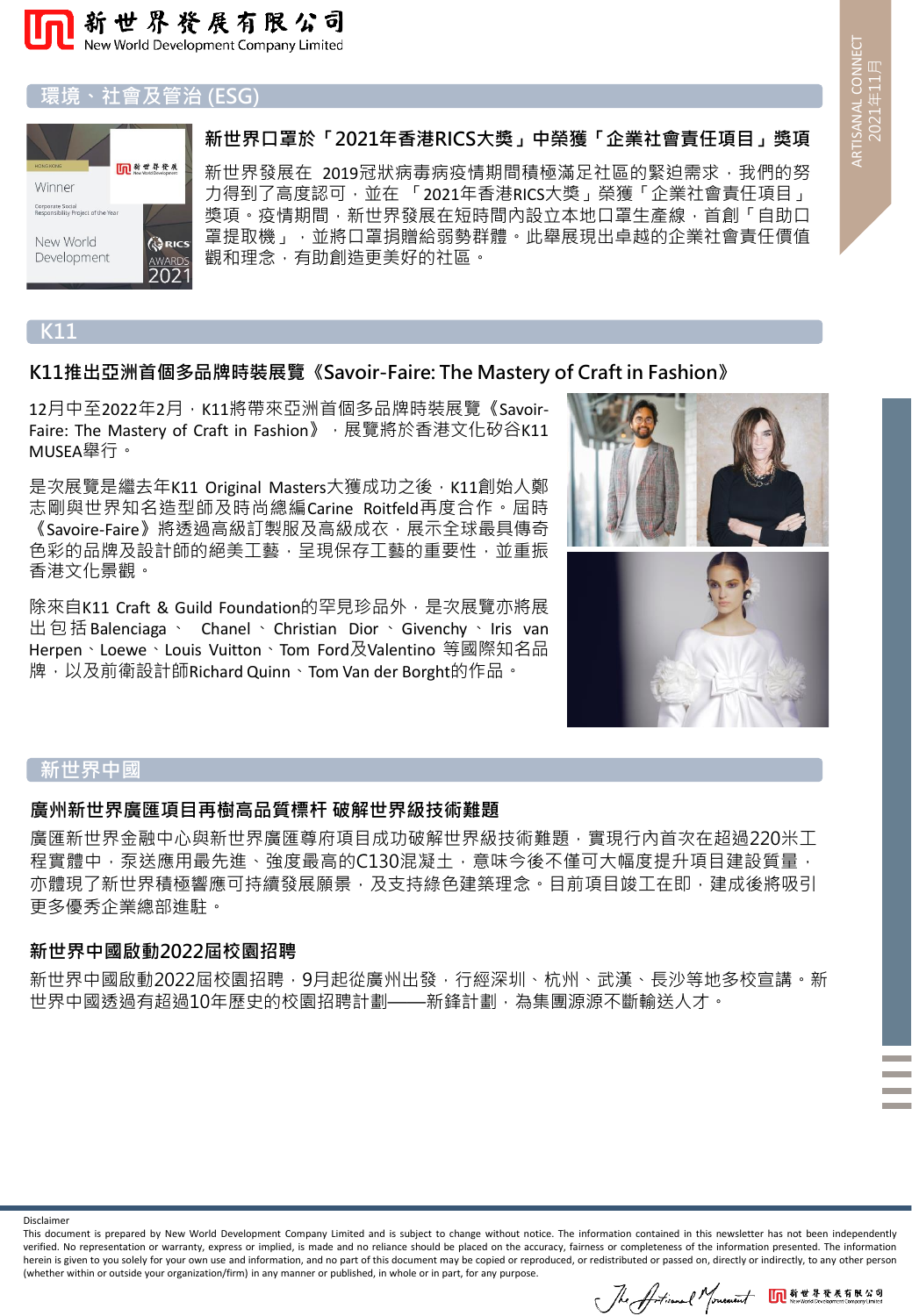## 環境、社會及管治 (ESG)

### 新世界口罩於「2021年香港RICS大獎」中榮獲「企業社會責任項目」獎項

新世界發展在 2019冠狀病毒病疫情期間積極滿足社區的緊迫需求，我們的努力得到了高度認可，並在 「2021年香港RICS大獎」榮獲「企業社會責任項目」獎項。疫情期間，新世界發展在短時間內設立本地口罩生產線，首創「自助口罩提取機」，並將口罩捐贈給弱勢群體。此舉展現出卓越的企業社會責任價值觀和理念，有助創造更美好的社區。

## K11

### K11推出亞洲首個多品牌時裝展覽《Savoir-Faire: The Mastery of Craft in Fashion》

12月中至2022年2月，K11將帶來亞洲首個多品牌時裝展覽《Savoir-Faire: The Mastery of Craft in Fashion》，展覽將於香港文化矽谷K11 MUSEA舉行。

是次展覽是繼去年K11 Original Masters大獲成功之後，K11創始人鄭志剛與世界知名造型師及時尚總編Carine Roitfeld再度合作。屆時《Savoire-Faire》將透過高級訂製服及高級成衣，展示全球最具傳奇色彩的品牌及設計師的絕美工藝，呈現保存工藝的重要性，並重振香港文化景觀。

除來自K11 Craft & Guild Foundation的罕見珍品外，是次展覽亦將展出包括Balenciaga、 Chanel、Christian Dior、Givenchy、Iris van Herpen、Loewe、Louis Vuitton、Tom Ford及Valentino 等國際知名品牌，以及前衛設計師Richard Quinn、Tom Van der Borght的作品。

## 新世界中國

### 廣州新世界廣滙項目再樹高品質標杆 破解世界級技術難題

廣滙新世界金融中心與新世界廣滙尊府項目成功破解世界級技術難題，實現行內首次在超過220米工程實體中，泵送應用最先進、強度最高的C130混凝土，意味今後不僅可大幅度提升項目建設質量，亦體現了新世界積極響應可持續發展願景，及支持綠色建築理念。目前項目竣工在即，建成後將吸引更多優秀企業總部進駐。

### 新世界中國啟動2022屆校園招聘

新世界中國啟動2022屆校園招聘，9月起從廣州出發，行經深圳、杭州、武漢、長沙等地多校宣講。新世界中國透過有超過10年歷史的校園招聘計劃——新鋒計劃，為集團源源不斷輸送人才。

Disclaimer

This document is prepared by New World Development Company Limited and is subject to change without notice. The information contained in this newsletter has not been independently verified. No representation or warranty, express or implied, is made and no reliance should be placed on the accuracy, fairness or completeness of the information presented. The information herein is given to you solely for your own use and information, and no part of this document may be copied or reproduced, or redistributed or passed on, directly or indirectly, to any other person (whether within or outside your organization/firm) in any manner or published, in whole or in part, for any purpose.